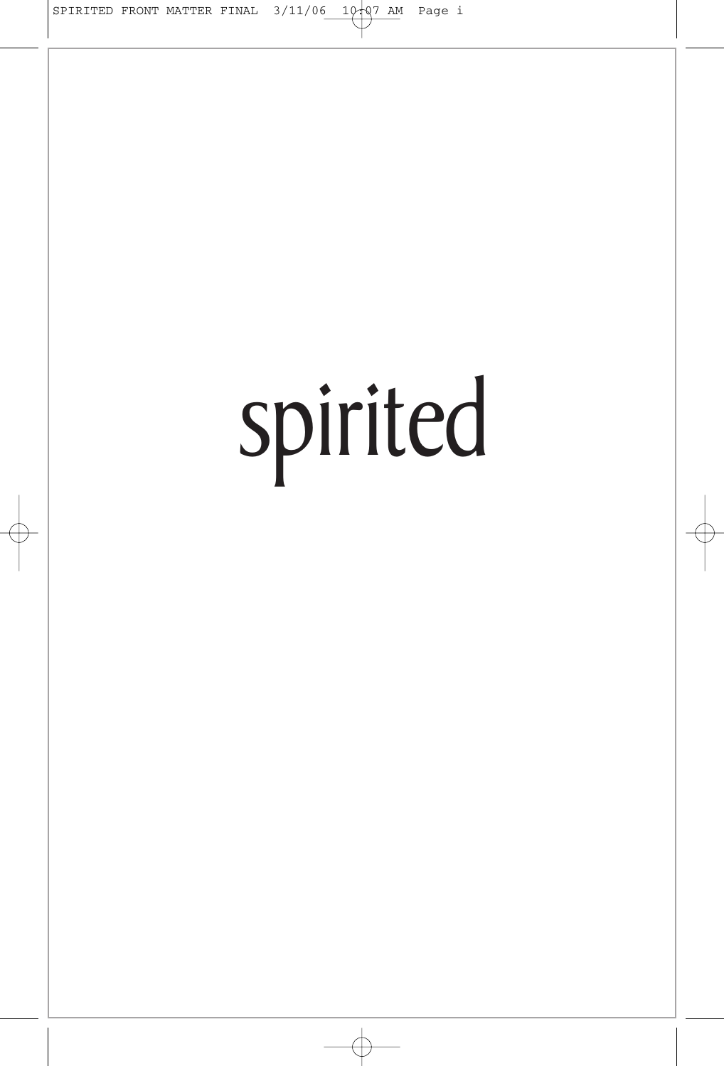# spirited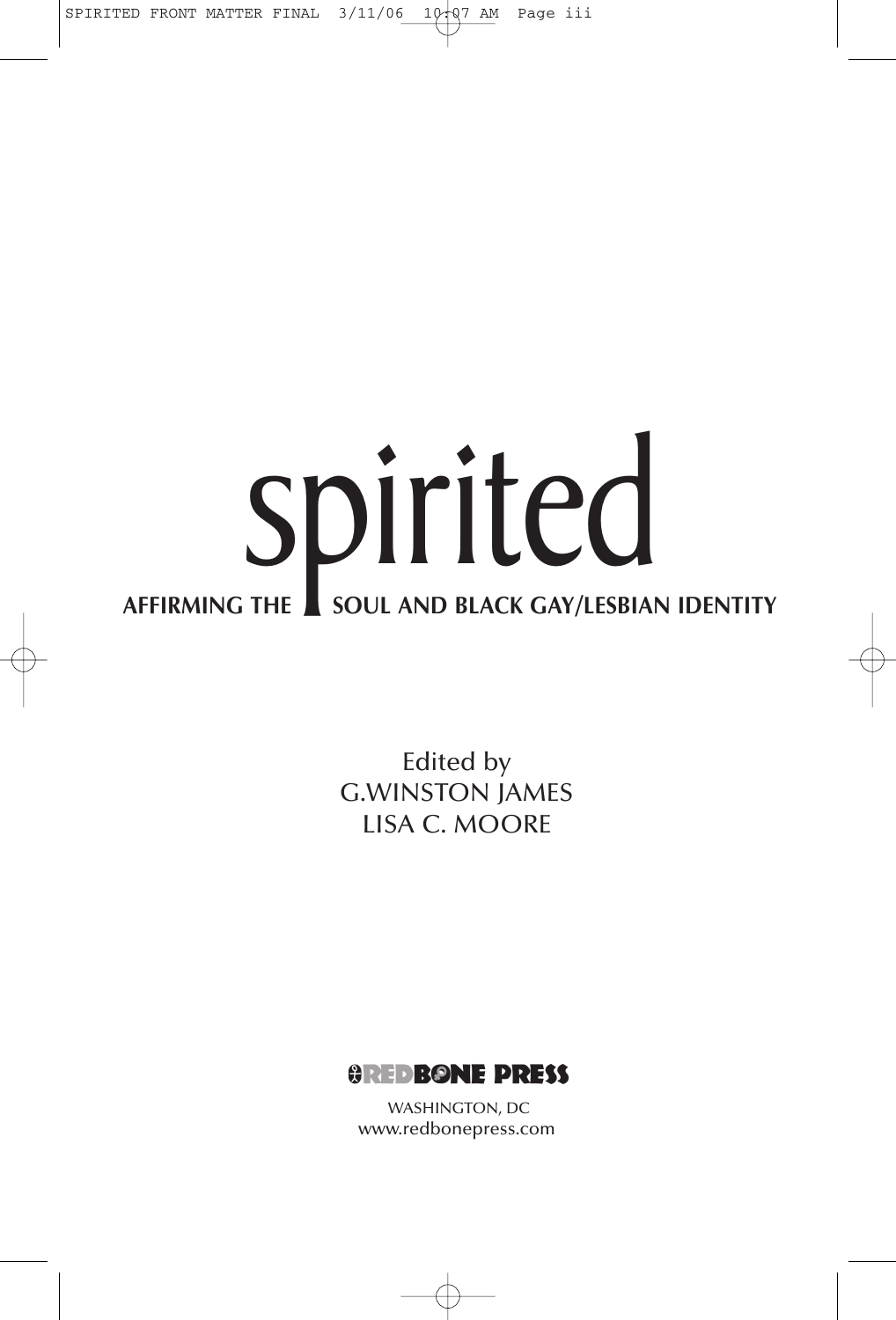# spirited

## AFFIRMING THE SOUL AND BLACK GAY/LESBIAN IDENTITY

Edited by
G.WINSTON JAMES
LISA C. MOORE

REDBONE PRESS

WASHINGTON, DC
www.redbonepress.com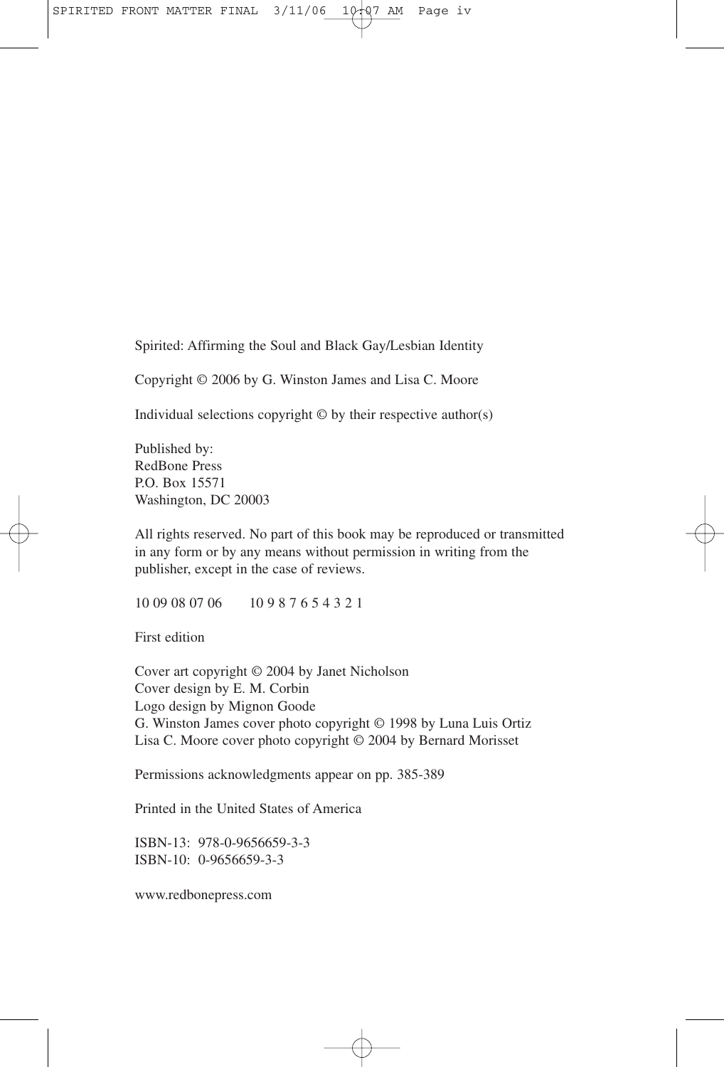Spirited: Affirming the Soul and Black Gay/Lesbian Identity

Copyright © 2006 by G. Winston James and Lisa C. Moore

Individual selections copyright © by their respective author(s)

Published by:
RedBone Press
P.O. Box 15571
Washington, DC 20003

All rights reserved. No part of this book may be reproduced or transmitted in any form or by any means without permission in writing from the publisher, except in the case of reviews.

10 09 08 07 06  10 9 8 7 6 5 4 3 2 1

First edition

Cover art copyright © 2004 by Janet Nicholson
Cover design by E. M. Corbin
Logo design by Mignon Goode
G. Winston James cover photo copyright © 1998 by Luna Luis Ortiz
Lisa C. Moore cover photo copyright © 2004 by Bernard Morisset

Permissions acknowledgments appear on pp. 385-389

Printed in the United States of America

ISBN-13: 978-0-9656659-3-3
ISBN-10: 0-9656659-3-3

www.redbonepress.com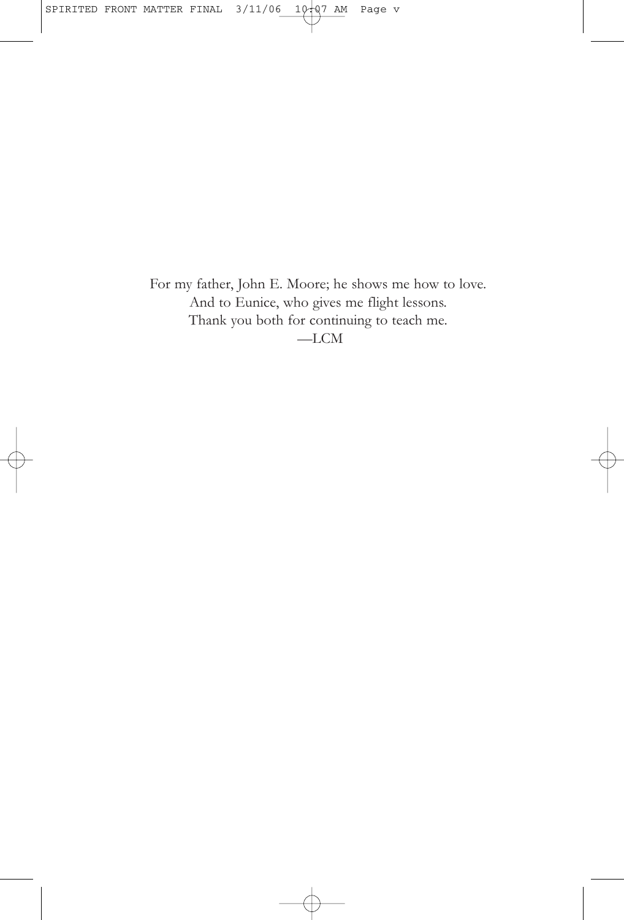For my father, John E. Moore; he shows me how to love.  
And to Eunice, who gives me flight lessons.  
Thank you both for continuing to teach me.  
—LCM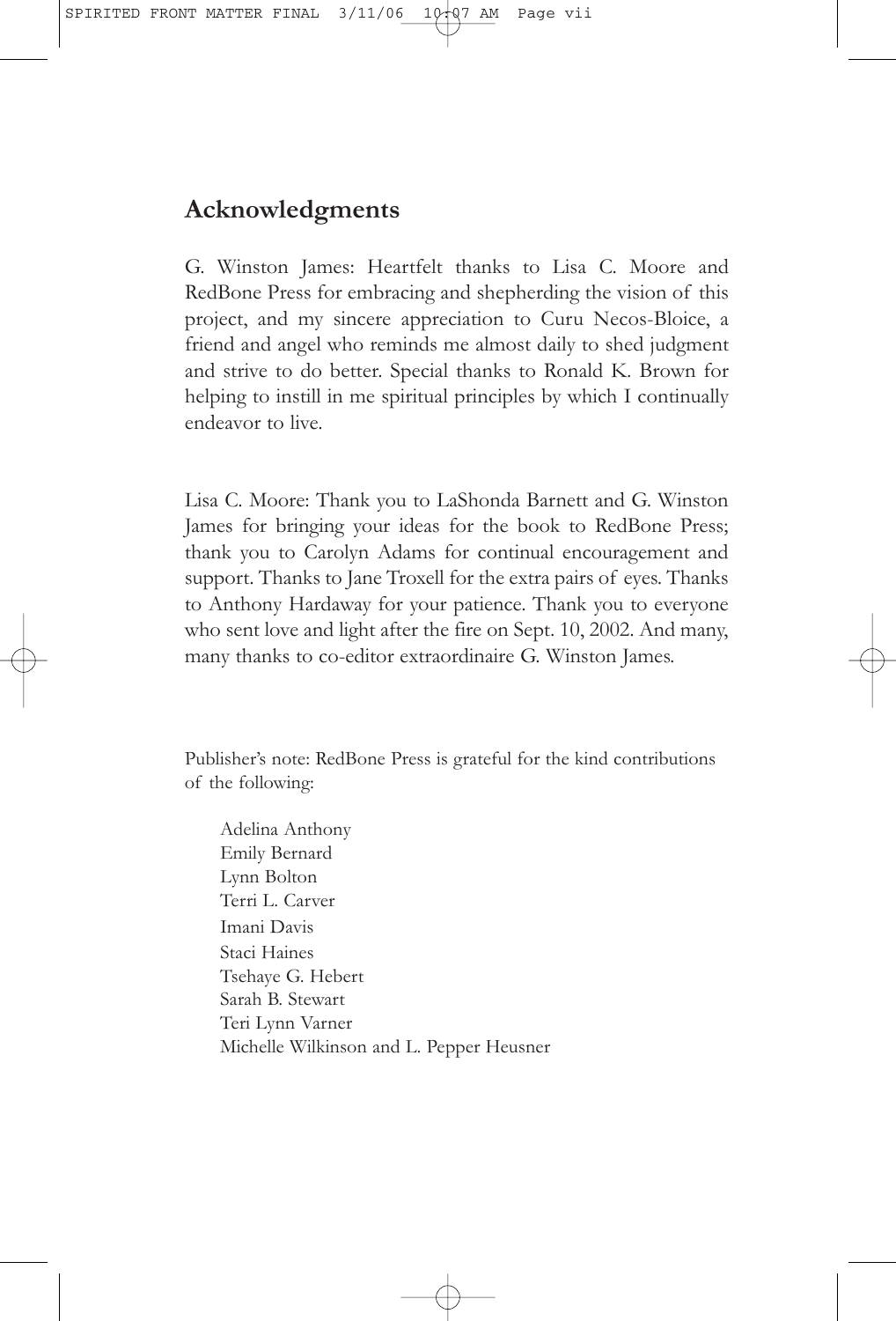## Acknowledgments

G. Winston James: Heartfelt thanks to Lisa C. Moore and RedBone Press for embracing and shepherding the vision of this project, and my sincere appreciation to Curu Necos-Bloice, a friend and angel who reminds me almost daily to shed judgment and strive to do better. Special thanks to Ronald K. Brown for helping to instill in me spiritual principles by which I continually endeavor to live.

Lisa C. Moore: Thank you to LaShonda Barnett and G. Winston James for bringing your ideas for the book to RedBone Press; thank you to Carolyn Adams for continual encouragement and support. Thanks to Jane Troxell for the extra pairs of eyes. Thanks to Anthony Hardaway for your patience. Thank you to everyone who sent love and light after the fire on Sept. 10, 2002. And many, many thanks to co-editor extraordinaire G. Winston James.

Publisher's note: RedBone Press is grateful for the kind contributions of the following:

Adelina Anthony
Emily Bernard
Lynn Bolton
Terri L. Carver
Imani Davis
Staci Haines
Tsehaye G. Hebert
Sarah B. Stewart
Teri Lynn Varner
Michelle Wilkinson and L. Pepper Heusner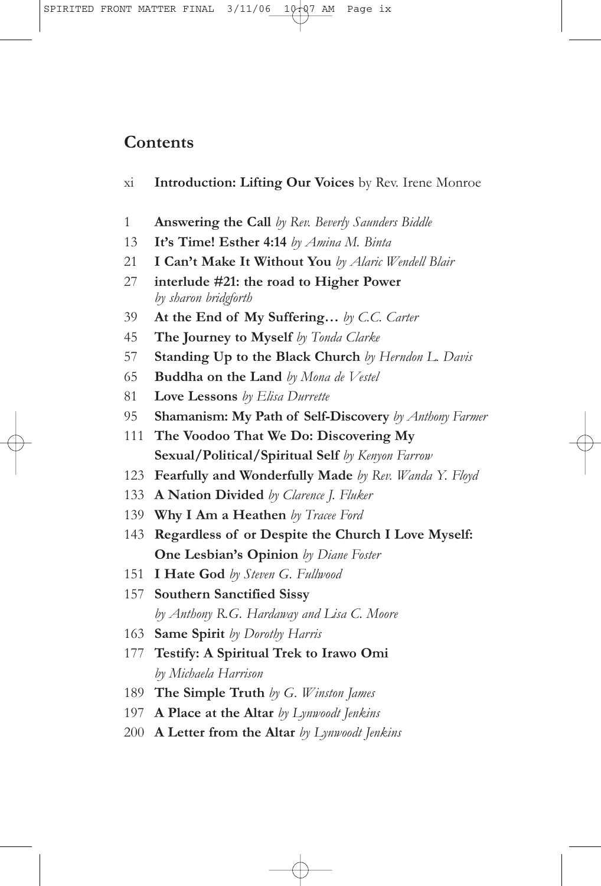## Contents

xi **Introduction: Lifting Our Voices** by Rev. Irene Monroe

1 **Answering the Call** *by Rev. Beverly Saunders Biddle*

13 **It's Time! Esther 4:14** *by Amina M. Binta*

21 **I Can't Make It Without You** *by Alaric Wendell Blair*

27 **interlude #21: the road to Higher Power** *by sharon bridgforth*

39 **At the End of My Suffering…** *by C.C. Carter*

45 **The Journey to Myself** *by Tonda Clarke*

57 **Standing Up to the Black Church** *by Herndon L. Davis*

65 **Buddha on the Land** *by Mona de Vestel*

81 **Love Lessons** *by Elisa Durrette*

95 **Shamanism: My Path of Self-Discovery** *by Anthony Farmer*

111 **The Voodoo That We Do: Discovering My Sexual/Political/Spiritual Self** *by Kenyon Farrow*

123 **Fearfully and Wonderfully Made** *by Rev. Wanda Y. Floyd*

133 **A Nation Divided** *by Clarence J. Fluker*

139 **Why I Am a Heathen** *by Tracee Ford*

143 **Regardless of or Despite the Church I Love Myself: One Lesbian's Opinion** *by Diane Foster*

151 **I Hate God** *by Steven G. Fullwood*

157 **Southern Sanctified Sissy** *by Anthony R.G. Hardaway and Lisa C. Moore*

163 **Same Spirit** *by Dorothy Harris*

177 **Testify: A Spiritual Trek to Irawo Omi** *by Michaela Harrison*

189 **The Simple Truth** *by G. Winston James*

197 **A Place at the Altar** *by Lynwoodt Jenkins*

200 **A Letter from the Altar** *by Lynwoodt Jenkins*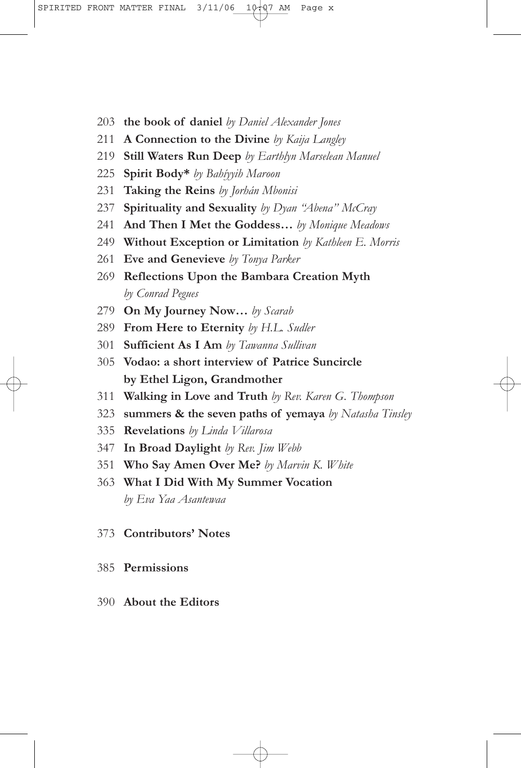203 **the book of daniel** *by Daniel Alexander Jones*

211 **A Connection to the Divine** *by Kaija Langley*

219 **Still Waters Run Deep** *by Earthlyn Marselean Manuel*

225 **Spirit Body*** *by Bahíyyih Maroon*

231 **Taking the Reins** *by Jorhán Mbonisi*

237 **Spirituality and Sexuality** *by Dyan "Abena" McCray*

241 **And Then I Met the Goddess…** *by Monique Meadows*

249 **Without Exception or Limitation** *by Kathleen E. Morris*

261 **Eve and Genevieve** *by Tonya Parker*

269 **Reflections Upon the Bambara Creation Myth** *by Conrad Pegues*

279 **On My Journey Now…** *by Scarab*

289 **From Here to Eternity** *by H.L. Sudler*

301 **Sufficient As I Am** *by Tawanna Sullivan*

305 **Vodao: a short interview of Patrice Suncircle by Ethel Ligon, Grandmother**

311 **Walking in Love and Truth** *by Rev. Karen G. Thompson*

323 **summers & the seven paths of yemaya** *by Natasha Tinsley*

335 **Revelations** *by Linda Villarosa*

347 **In Broad Daylight** *by Rev. Jim Webb*

351 **Who Say Amen Over Me?** *by Marvin K. White*

363 **What I Did With My Summer Vocation** *by Eva Yaa Asantewaa*

373 **Contributors' Notes**

385 **Permissions**

390 **About the Editors**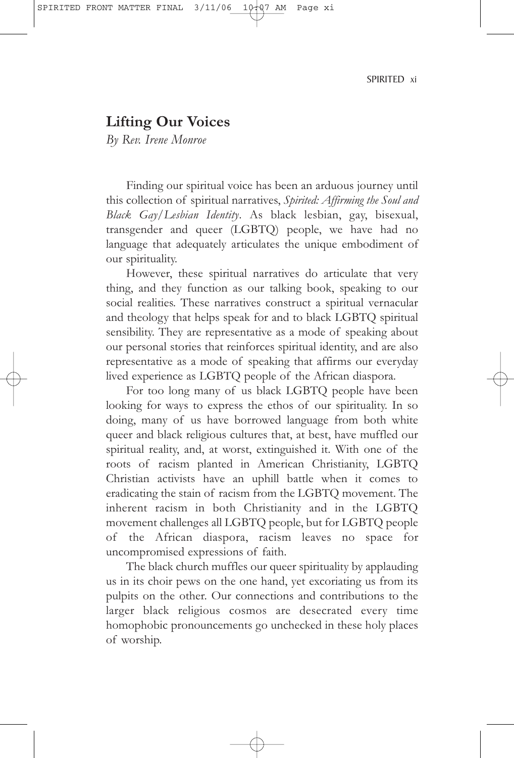## Lifting Our Voices

*By Rev. Irene Monroe*

Finding our spiritual voice has been an arduous journey until this collection of spiritual narratives, *Spirited: Affirming the Soul and Black Gay/Lesbian Identity*. As black lesbian, gay, bisexual, transgender and queer (LGBTQ) people, we have had no language that adequately articulates the unique embodiment of our spirituality.

However, these spiritual narratives do articulate that very thing, and they function as our talking book, speaking to our social realities. These narratives construct a spiritual vernacular and theology that helps speak for and to black LGBTQ spiritual sensibility. They are representative as a mode of speaking about our personal stories that reinforces spiritual identity, and are also representative as a mode of speaking that affirms our everyday lived experience as LGBTQ people of the African diaspora.

For too long many of us black LGBTQ people have been looking for ways to express the ethos of our spirituality. In so doing, many of us have borrowed language from both white queer and black religious cultures that, at best, have muffled our spiritual reality, and, at worst, extinguished it. With one of the roots of racism planted in American Christianity, LGBTQ Christian activists have an uphill battle when it comes to eradicating the stain of racism from the LGBTQ movement. The inherent racism in both Christianity and in the LGBTQ movement challenges all LGBTQ people, but for LGBTQ people of the African diaspora, racism leaves no space for uncompromised expressions of faith.

The black church muffles our queer spirituality by applauding us in its choir pews on the one hand, yet excoriating us from its pulpits on the other. Our connections and contributions to the larger black religious cosmos are desecrated every time homophobic pronouncements go unchecked in these holy places of worship.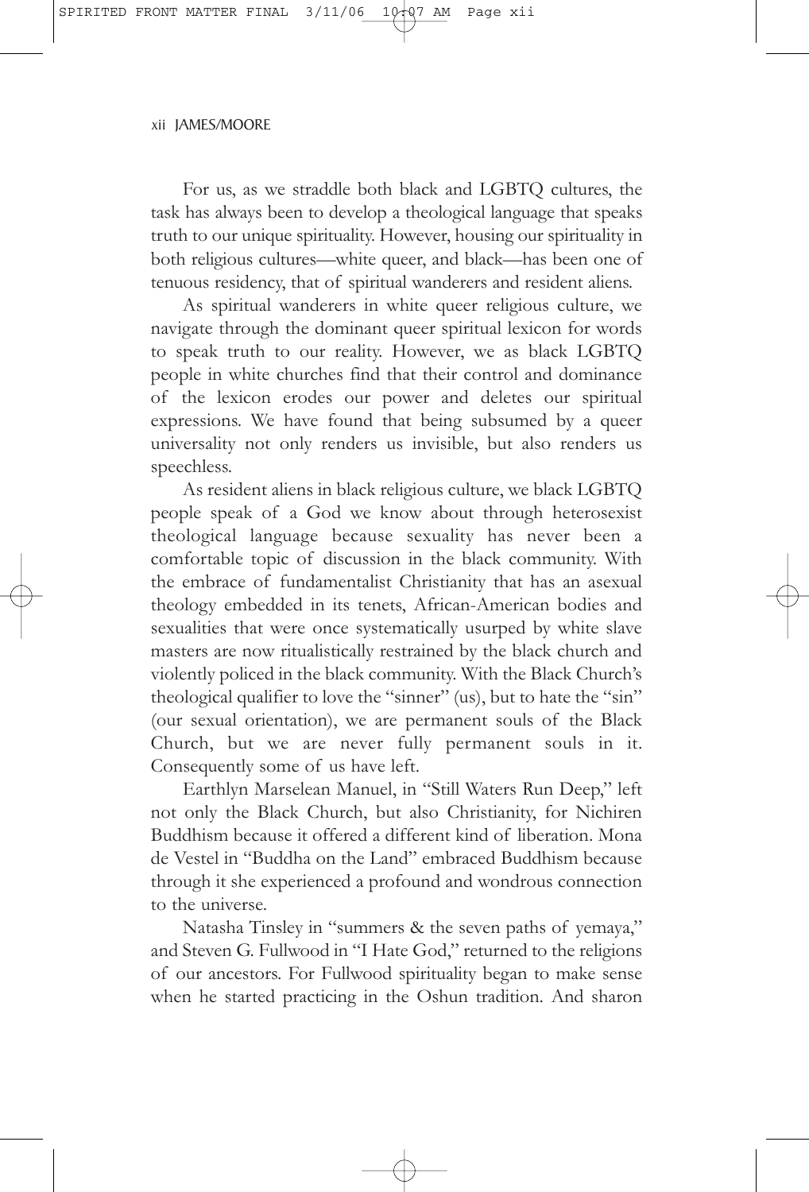For us, as we straddle both black and LGBTQ cultures, the task has always been to develop a theological language that speaks truth to our unique spirituality. However, housing our spirituality in both religious cultures—white queer, and black—has been one of tenuous residency, that of spiritual wanderers and resident aliens.

As spiritual wanderers in white queer religious culture, we navigate through the dominant queer spiritual lexicon for words to speak truth to our reality. However, we as black LGBTQ people in white churches find that their control and dominance of the lexicon erodes our power and deletes our spiritual expressions. We have found that being subsumed by a queer universality not only renders us invisible, but also renders us speechless.

As resident aliens in black religious culture, we black LGBTQ people speak of a God we know about through heterosexist theological language because sexuality has never been a comfortable topic of discussion in the black community. With the embrace of fundamentalist Christianity that has an asexual theology embedded in its tenets, African-American bodies and sexualities that were once systematically usurped by white slave masters are now ritualistically restrained by the black church and violently policed in the black community. With the Black Church's theological qualifier to love the "sinner" (us), but to hate the "sin" (our sexual orientation), we are permanent souls of the Black Church, but we are never fully permanent souls in it. Consequently some of us have left.

Earthlyn Marselean Manuel, in "Still Waters Run Deep," left not only the Black Church, but also Christianity, for Nichiren Buddhism because it offered a different kind of liberation. Mona de Vestel in "Buddha on the Land" embraced Buddhism because through it she experienced a profound and wondrous connection to the universe.

Natasha Tinsley in "summers & the seven paths of yemaya," and Steven G. Fullwood in "I Hate God," returned to the religions of our ancestors. For Fullwood spirituality began to make sense when he started practicing in the Oshun tradition. And sharon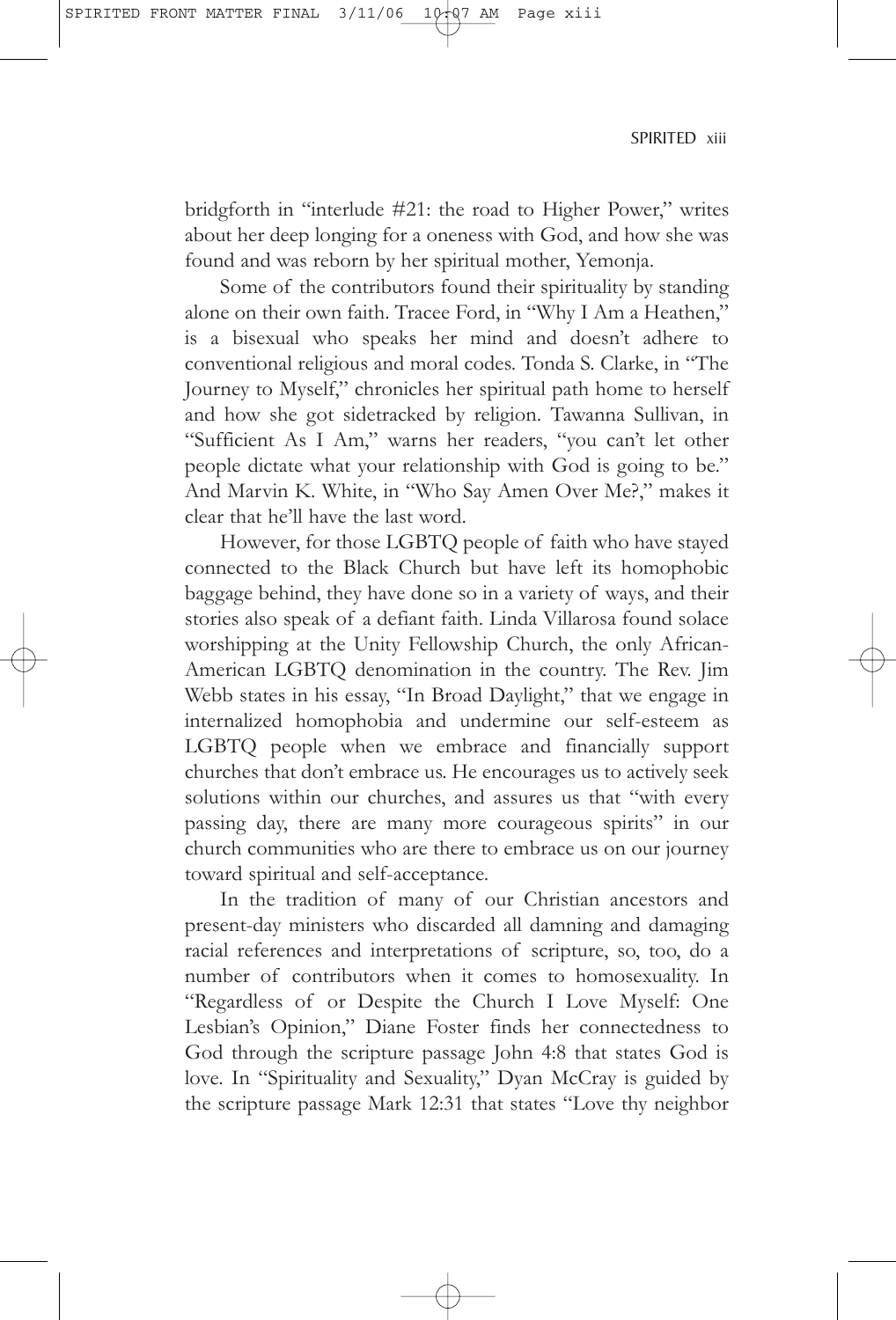bridgforth in "interlude #21: the road to Higher Power," writes about her deep longing for a oneness with God, and how she was found and was reborn by her spiritual mother, Yemonja.

Some of the contributors found their spirituality by standing alone on their own faith. Tracee Ford, in "Why I Am a Heathen," is a bisexual who speaks her mind and doesn't adhere to conventional religious and moral codes. Tonda S. Clarke, in "The Journey to Myself," chronicles her spiritual path home to herself and how she got sidetracked by religion. Tawanna Sullivan, in "Sufficient As I Am," warns her readers, "you can't let other people dictate what your relationship with God is going to be." And Marvin K. White, in "Who Say Amen Over Me?," makes it clear that he'll have the last word.

However, for those LGBTQ people of faith who have stayed connected to the Black Church but have left its homophobic baggage behind, they have done so in a variety of ways, and their stories also speak of a defiant faith. Linda Villarosa found solace worshipping at the Unity Fellowship Church, the only African-American LGBTQ denomination in the country. The Rev. Jim Webb states in his essay, "In Broad Daylight," that we engage in internalized homophobia and undermine our self-esteem as LGBTQ people when we embrace and financially support churches that don't embrace us. He encourages us to actively seek solutions within our churches, and assures us that "with every passing day, there are many more courageous spirits" in our church communities who are there to embrace us on our journey toward spiritual and self-acceptance.

In the tradition of many of our Christian ancestors and present-day ministers who discarded all damning and damaging racial references and interpretations of scripture, so, too, do a number of contributors when it comes to homosexuality. In "Regardless of or Despite the Church I Love Myself: One Lesbian's Opinion," Diane Foster finds her connectedness to God through the scripture passage John 4:8 that states God is love. In "Spirituality and Sexuality," Dyan McCray is guided by the scripture passage Mark 12:31 that states "Love thy neighbor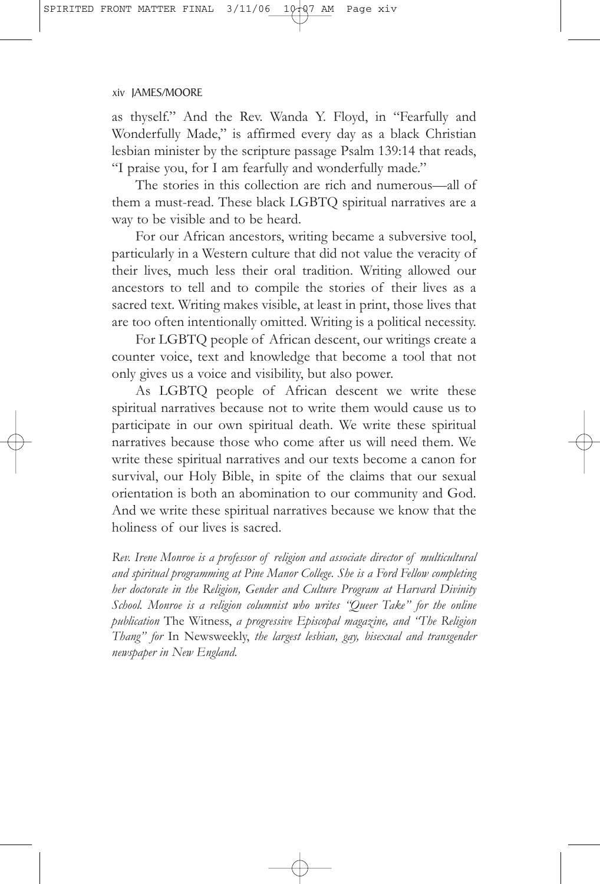as thyself." And the Rev. Wanda Y. Floyd, in "Fearfully and Wonderfully Made," is affirmed every day as a black Christian lesbian minister by the scripture passage Psalm 139:14 that reads, "I praise you, for I am fearfully and wonderfully made."

The stories in this collection are rich and numerous—all of them a must-read. These black LGBTQ spiritual narratives are a way to be visible and to be heard.

For our African ancestors, writing became a subversive tool, particularly in a Western culture that did not value the veracity of their lives, much less their oral tradition. Writing allowed our ancestors to tell and to compile the stories of their lives as a sacred text. Writing makes visible, at least in print, those lives that are too often intentionally omitted. Writing is a political necessity.

For LGBTQ people of African descent, our writings create a counter voice, text and knowledge that become a tool that not only gives us a voice and visibility, but also power.

As LGBTQ people of African descent we write these spiritual narratives because not to write them would cause us to participate in our own spiritual death. We write these spiritual narratives because those who come after us will need them. We write these spiritual narratives and our texts become a canon for survival, our Holy Bible, in spite of the claims that our sexual orientation is both an abomination to our community and God. And we write these spiritual narratives because we know that the holiness of our lives is sacred.

*Rev. Irene Monroe is a professor of religion and associate director of multicultural and spiritual programming at Pine Manor College. She is a Ford Fellow completing her doctorate in the Religion, Gender and Culture Program at Harvard Divinity School. Monroe is a religion columnist who writes "Queer Take" for the online publication* The Witness, *a progressive Episcopal magazine, and "The Religion Thang" for* In Newsweekly, *the largest lesbian, gay, bisexual and transgender newspaper in New England.*